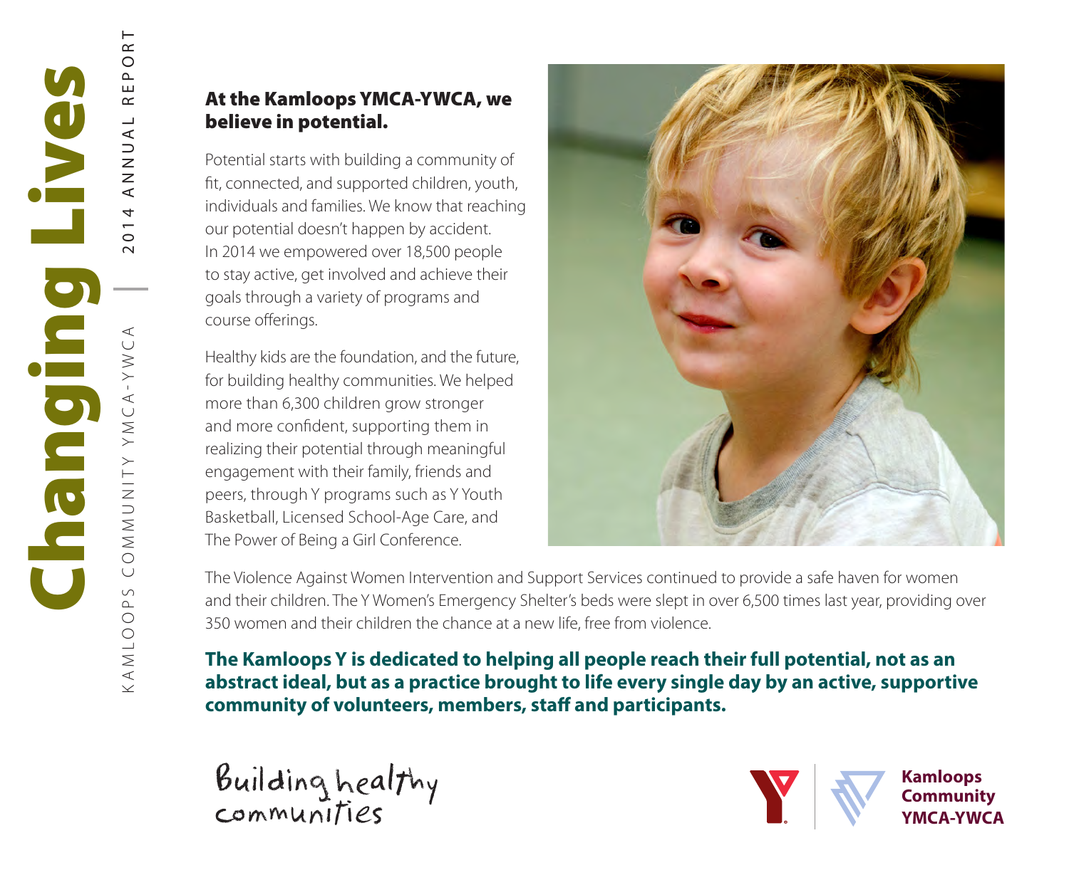# Changing Lives

KAMLOOPS COMMUNITY YMCA-YWCA | 2014 ANNUAL REPORT

**At the Kamloops YMCA-YWCA, we believe in potential.**

Potential starts with building a community of fit, connected, and supported children, youth, individuals and families. We know that reaching our potential doesn't happen by accident. In 2014 we empowered over 18,500 people to stay active, get involved and achieve their goals through a variety of programs and course offerings.

Healthy kids are the foundation, and the future, for building healthy communities. We helped more than 6,300 children grow stronger and more confident, supporting them in realizing their potential through meaningful engagement with their family, friends and peers, through Y programs such as Y Youth Basketball, Licensed School-Age Care, and The Power of Being a Girl Conference.

The Violence Against Women Intervention and Support Services continued to provide a safe haven for women and their children. The Y Women's Emergency Shelter's beds were slept in over 6,500 times last year, providing over 350 women and their children the chance at a new life, free from violence.

**The Kamloops Y is dedicated to helping all people reach their full potential, not as an abstract ideal, but as a practice brought to life every single day by an active, supportive community of volunteers, members, staff and participants.**

Building healthy communities

Kamloops Community YMCA-YWCA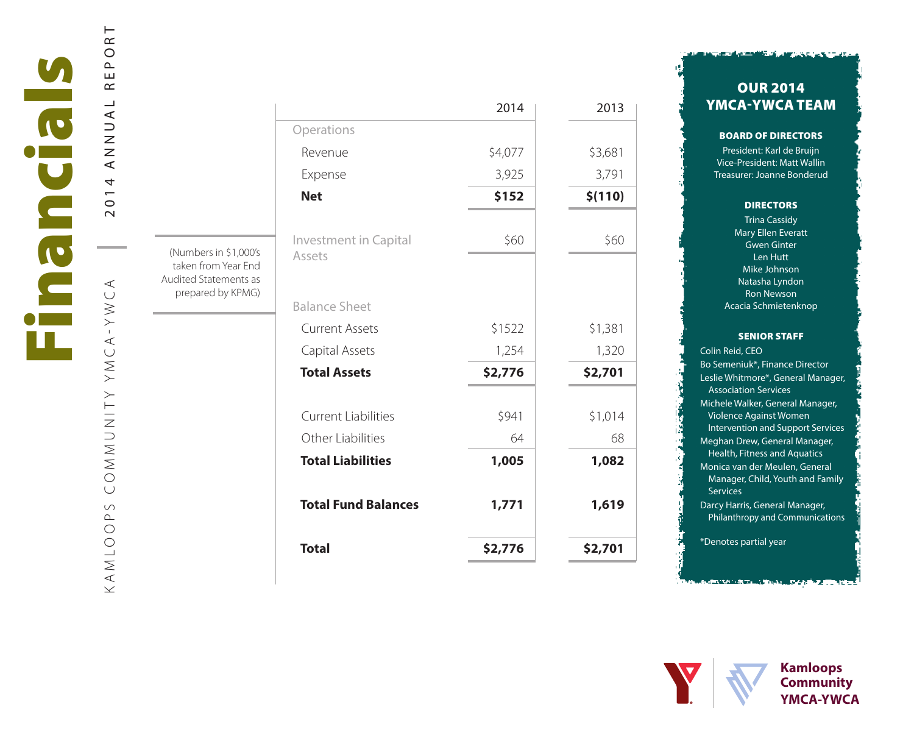# Financials

2014 ANNUAL REPORT

KAMLOOPS COMMUNITY YMCA-YWCA

(Numbers in $1,000's taken from Year End Audited Statements as prepared by KPMG)

| | 2014 | 2013 |
|---|---|---|
| Operations | | |
| Revenue | $4,077 | $3,681 |
| Expense | 3,925 | 3,791 |
| **Net** | **$152** | **$(110)** |
| Investment in Capital Assets | $60 | $60 |
| Balance Sheet | | |
| Current Assets | $1522 | $1,381 |
| Capital Assets | 1,254 | 1,320 |
| **Total Assets** | **$2,776** | **$2,701** |
| Current Liabilities | $941 | $1,014 |
| Other Liabilities | 64 | 68 |
| **Total Liabilities** | **1,005** | **1,082** |
| **Total Fund Balances** | **1,771** | **1,619** |
| **Total** | **$2,776** | **$2,701** |

## OUR 2014 YMCA-YWCA TEAM

### BOARD OF DIRECTORS

President: Karl de Bruijn
Vice-President: Matt Wallin
Treasurer: Joanne Bonderud

### DIRECTORS

Trina Cassidy
Mary Ellen Everatt
Gwen Ginter
Len Hutt
Mike Johnson
Natasha Lyndon
Ron Newson
Acacia Schmietenknop

### SENIOR STAFF

Colin Reid, CEO
Bo Semeniuk*, Finance Director
Leslie Whitmore*, General Manager, Association Services
Michele Walker, General Manager, Violence Against Women Intervention and Support Services
Meghan Drew, General Manager, Health, Fitness and Aquatics
Monica van der Meulen, General Manager, Child, Youth and Family Services
Darcy Harris, General Manager, Philanthropy and Communications

*Denotes partial year

**Kamloops Community YMCA-YWCA**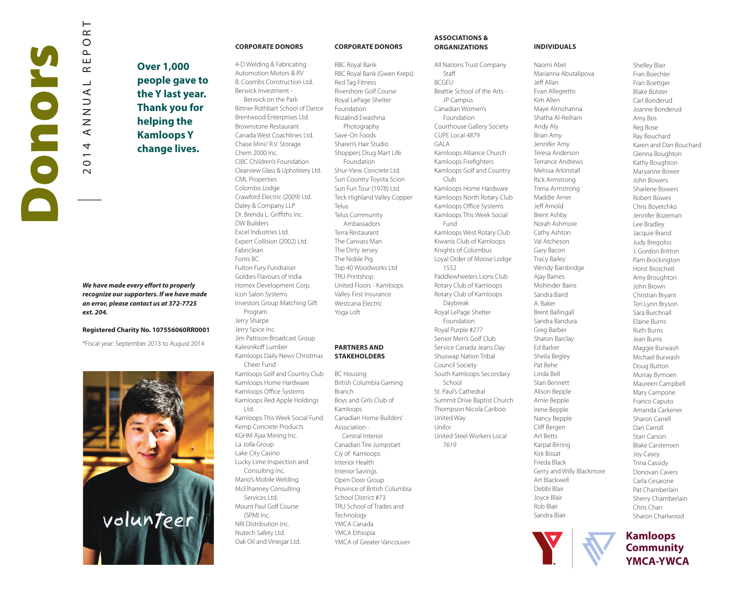# Donors

2014 ANNUAL REPORT

## Over 1,000 people gave to the Y last year. Thank you for helping the Kamloops Y change lives.

***We have made every effort to properly recognize our supporters. If we have made an error, please contact us at 372-7725 ext. 204.***

**Registered Charity No. 107556060RR0001**

*Fiscal year: September 2013 to August 2014

### CORPORATE DONORS

4-D Welding & Fabricating
Automotion Motors & RV
B. Coombs Construction Ltd.
Berwick Investment - Berwick on the Park
Bittner Rothbart School of Dance
Brentwood Enterprises Ltd.
Brownstone Restaurant
Canada West Coachlines Ltd.
Chase Mini/ R.V. Storage
Chem 2000 Inc.
CIBC Children's Foundation
Clearview Glass & Upholstery Ltd.
CML Properties
Colombo Lodge
Crawford Electric (2009) Ltd.
Daley & Company LLP
Dr. Brenda L. Griffiths Inc.
DW Builders
Excel Industries Ltd.
Expert Collision (2002) Ltd.
Fabriclean
Fortis BC
Fulton Fury Fundraiser
Goldies Flavours of India
Homex Development Corp.
Icon Salon Systems
Investors Group Matching Gift Program
Jerry Sharpe
Jerry Spice Inc.
Jim Pattison Broadcast Group
Kalesnikoff Lumber
Kamloops Daily News Christmas Cheer Fund
Kamloops Golf and Country Club
Kamloops Home Hardware
Kamloops Office Systems
Kamloops Red Apple Holdings Ltd.
Kamloops This Week Social Fund
Kemp Concrete Products
KGHM Ajax Mining Inc.
La Jolla Group
Lake City Casino
Lucky Lime Inspection and Consulting Inc.
Mario's Mobile Welding
McElhanney Consulting Services Ltd.
Mount Paul Golf Course (SPM) Inc.
NRI Distribution Inc.
Nutech Safety Ltd.
Oak Oil and Vinegar Ltd.
RBC Royal Bank
RBC Royal Bank (Gwen Kreps)
Red Tag Fitness
Rivershore Golf Course
Royal LePage Shelter Foundation
Rozalind Ewashina Photography
Save-On Foods
Sharen's Hair Studio
Shoppers Drug Mart Life Foundation
Shur-View Concrete Ltd.
Sun Country Toyota Scion
Sun Fun Tour (1978) Ltd
Teck Highland Valley Copper
Telus
Telus Community Ambassadors
Terra Restaurant
The Canvass Man
The Dirty Jersey
The Noble Pig
Top 40 Woodworks Ltd
TRU Printshop
United Floors - Kamloops
Valley First Insurance
Westcana Electric
Yoga Loft

### PARTNERS AND STAKEHOLDERS

BC Housing
British Columbia Gaming Branch
Boys and Girls Club of Kamloops
Canadian Home Builders' Association - Central Interior
Canadian Tire Jumpstart
Ciy of Kamloops
Interior Health
Interior Savings
Open Door Group
Province of British Columbia
School District #73
TRU School of Trades and Technology
YMCA Canada
YMCA Ethiopia
YMCA of Greater Vancouver

### ASSOCIATIONS & ORGANIZATIONS

All Nations Trust Company Staff
BCGEU
Beattie School of the Arts - JP Campus
Canadian Women's Foundation
Courthouse Gallery Society
CUPE Local 4879
GALA
Kamloops Alliance Church
Kamloops Firefighters
Kamloops Golf and Country Club
Kamloops Home Hardware
Kamloops North Rotary Club
Kamloops Office Systems
Kamloops This Week Social Fund
Kamloops West Rotary Club
Kiwanis Club of Kamloops
Knights of Columbus
Loyal Order of Moose Lodge 1552
Paddlewheelers Lions Club
Rotary Club of Kamloops
Rotary Club of Kamloops Daybreak
Royal LePage Shelter Foundation
Royal Purple #277
Senior Men's Golf Club
Service Canada Jeans Day
Shuswap Nation Tribal Council Society
South Kamloops Secondary School
St. Paul's Cathedral
Summit Drive Baptist Church
Thompson Nicola Cariboo United Way
Unifor
United Steel Workers Local 7619

### INDIVIDUALS

Naomi Abel
Marianna Abutalipova
Jeff Allan
Evan Allegretto
Kim Allen
Maye Almohanna
Shatha Al-Reihani
Andy Aly
Brian Amy
Jennifer Amy
Teresa Anderson
Terrance Andrews
Melissa Arkinstall
Rick Armstrong
Trena Armstrong
Maddie Arner
Jeff Arnold
Brent Ashby
Norah Ashmore
Cathy Ashton
Val Atcheson
Gary Bacon
Tracy Bailey
Wendy Bainbridge
Ajay Baines
Mohinder Bains
Sandra Baird
A. Baker
Brent Ballingall
Sandra Bandura
Greg Barber
Sharon Barclay
Ed Barker
Sheila Begley
Pat Behe
Linda Bell
Stan Bennett
Alison Bepple
Arnie Bepple
Irene Bepple
Nancy Bepple
Cliff Bergen
Art Betts
Karpal Birring
Kirk Bissat
Frieda Black
Gerry and Willy Blackmore
Art Blackwell
Debbi Blair
Joyce Blair
Rob Blair
Sandra Blair
Shelley Blair
Fran Boechler
Fran Boettger
Blake Bolster
Carl Bonderud
Joanne Bonderud
Amy Bos
Reg Bose
Ray Bouchard
Karen and Dan Bouchard
Glenna Boughton
Kathy Boughton
Maryanne Bower
John Bowers
Sharlene Bowers
Robert Bowes
Chris Boyetchko
Jennifer Bozeman
Lee Bradley
Jacquie Brand
Judy Bregoliss
J. Gordon Britton
Pam Brockington
Horst Broscheit
Amy Broughton
John Brown
Christian Bryant
Teri Lynn Bryson
Sara Burchnall
Elaine Burns
Ruth Burns
Jean Burris
Maggie Burwash
Michael Burwash
Doug Button
Murray Bymoen
Maureen Campbell
Mary Campone
Franco Caputo
Amanda Carkener
Sharon Carrell
Dan Carroll
Starr Carson
Blake Carstensen
Joy Casey
Trina Cassidy
Donovan Cavers
Carla Cesarone
Pat Chamberlain
Sherry Chamberlain
Chris Chan
Sharon Charlwood

**Kamloops Community YMCA-YWCA**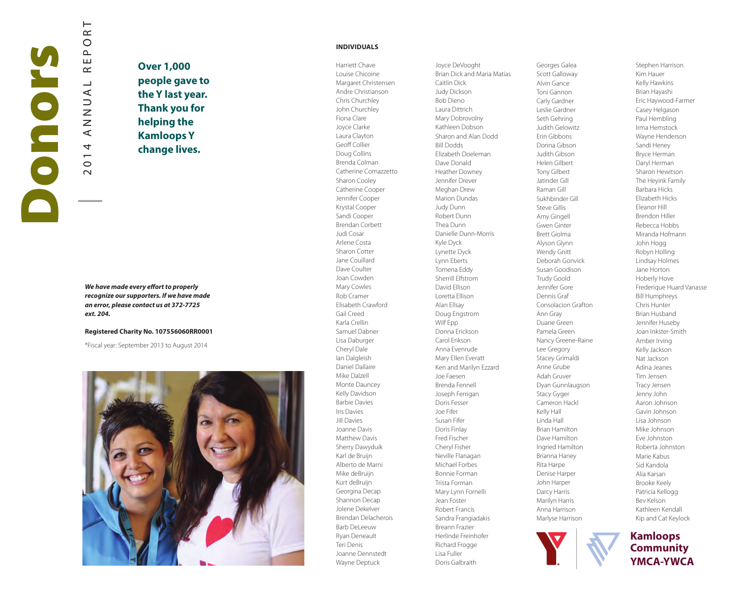# Donors

2014 ANNUAL REPORT

**Over 1,000 people gave to the Y last year. Thank you for helping the Kamloops Y change lives.**

***We have made every effort to properly recognize our supporters. If we have made an error, please contact us at 372-7725 ext. 204.***

**Registered Charity No. 107556060RR0001**

*Fiscal year: September 2013 to August 2014

## INDIVIDUALS

Harriett Chave
Louise Chicoine
Margaret Christensen
Andre Christianson
Chris Churchley
John Churchley
Fiona Clare
Joyce Clarke
Laura Clayton
Geoff Collier
Doug Collins
Brenda Colman
Catherine Comazzetto
Sharon Cooley
Catherine Cooper
Jennifer Cooper
Krystal Cooper
Sandi Cooper
Brendan Corbett
Judi Cosar
Arlene Costa
Sharon Cotter
Jane Couillard
Dave Coulter
Joan Cowden
Mary Cowles
Rob Cramer
Elisabeth Crawford
Gail Creed
Karla Crellin
Samuel Dabner
Lisa Daburger
Cheryl Dale
Ian Dalgleish
Daniel Dallaire
Mike Dalzell
Monte Dauncey
Kelly Davidson
Barbie Davies
Iris Davies
Jill Davies
Joanne Davis
Matthew Davis
Sherry Dawyduik
Karl de Bruijn
Alberto de Marni
Mike deBruijn
Kurt deBruijn
Georgina Decap
Shannon Decap
Jolene Dekelver
Brendan Delacherois
Barb DeLeeuw
Ryan Deneault
Teri Denis
Joanne Dennstedt
Wayne Deptuck
Joyce DeVooght
Brian Dick and Maria Matias
Caitlin Dick
Judy Dickson
Bob Dieno
Laura Dittrich
Mary Dobrovolny
Kathleen Dobson
Sharon and Alan Dodd
Bill Dodds
Elizabeth Doeleman
Dave Donald
Heather Downey
Jennifer Drever
Meghan Drew
Marion Dundas
Judy Dunn
Robert Dunn
Thea Dunn
Danielle Dunn-Morris
Kyle Dyck
Lynette Dyck
Lynn Eberts
Tomena Eddy
Sherrill Elfstrom
David Ellison
Loretta Ellison
Alan Ellsay
Doug Engstrom
Wilf Epp
Donna Erickson
Carol Erikson
Anna Evenrude
Mary Ellen Everatt
Ken and Marilyn Ezzard
Joe Faesen
Brenda Fennell
Joseph Ferrigan
Doris Fesser
Joe Fifer
Susan Fifer
Doris Finlay
Fred Fischer
Cheryl Fisher
Neville Flanagan
Michael Forbes
Bonnie Forman
Trista Forman
Mary Lynn Fornelli
Jean Foster
Robert Francis
Sandra Frangiadakis
Breann Frazier
Herlinde Freinhofer
Richard Frogge
Lisa Fuller
Doris Galbraith
Georges Galea
Scott Galloway
Alvin Gance
Toni Gannon
Carly Gardner
Leslie Gardner
Seth Gehring
Judith Gelowitz
Erin Gibbons
Donna Gibson
Judith Gibson
Helen Gilbert
Tony Gilbert
Jatinder Gill
Raman Gill
Sukhbinder Gill
Steve Gillis
Amy Gingell
Gwen Ginter
Brett Giolma
Alyson Glynn
Wendy Gnitt
Deborah Gonvick
Susan Goodison
Trudy Goold
Jennifer Gore
Dennis Graf
Consolacion Grafton
Ann Gray
Duane Green
Pamela Green
Nancy Greene-Raine
Lee Gregory
Stacey Grimaldi
Anne Grube
Adah Gruver
Dyan Gunnlaugson
Stacy Gyger
Cameron Hackl
Kelly Hall
Linda Hall
Brian Hamilton
Dave Hamilton
Ingried Hamilton
Brianna Haney
Rita Harpe
Denise Harper
John Harper
Darcy Harris
Marilyn Harris
Anna Harrison
Marlyse Harrison
Stephen Harrison
Kim Hauer
Kelly Hawkins
Brian Hayashi
Eric Haywood-Farmer
Casey Helgason
Paul Hembling
Irma Hemstock
Wayne Henderson
Sandi Heney
Bryce Herman
Daryl Herman
Sharon Hewitson
The Heyink Family
Barbara Hicks
Elizabeth Hicks
Eleanor Hill
Brendon Hiller
Rebecca Hobbs
Miranda Hofmann
John Hogg
Robyn Holling
Lindsay Holmes
Jane Horton
Hoberly Hove
Frederique Huard Vanasse
Bill Humphreys
Chris Hunter
Brian Husband
Jennifer Huseby
Joan Inkster-Smith
Amber Irving
Kelly Jackson
Nat Jackson
Adina Jeanes
Tim Jensen
Tracy Jensen
Jenny John
Aaron Johnson
Gavin Johnson
Lisa Johnson
Mike Johnson
Eve Johnston
Roberta Johnston
Marie Kabus
Sid Kandola
Alia Karsan
Brooke Keely
Patricia Kellogg
Bev Kelson
Kathleen Kendall
Kip and Cat Keylock

**Kamloops Community YMCA-YWCA**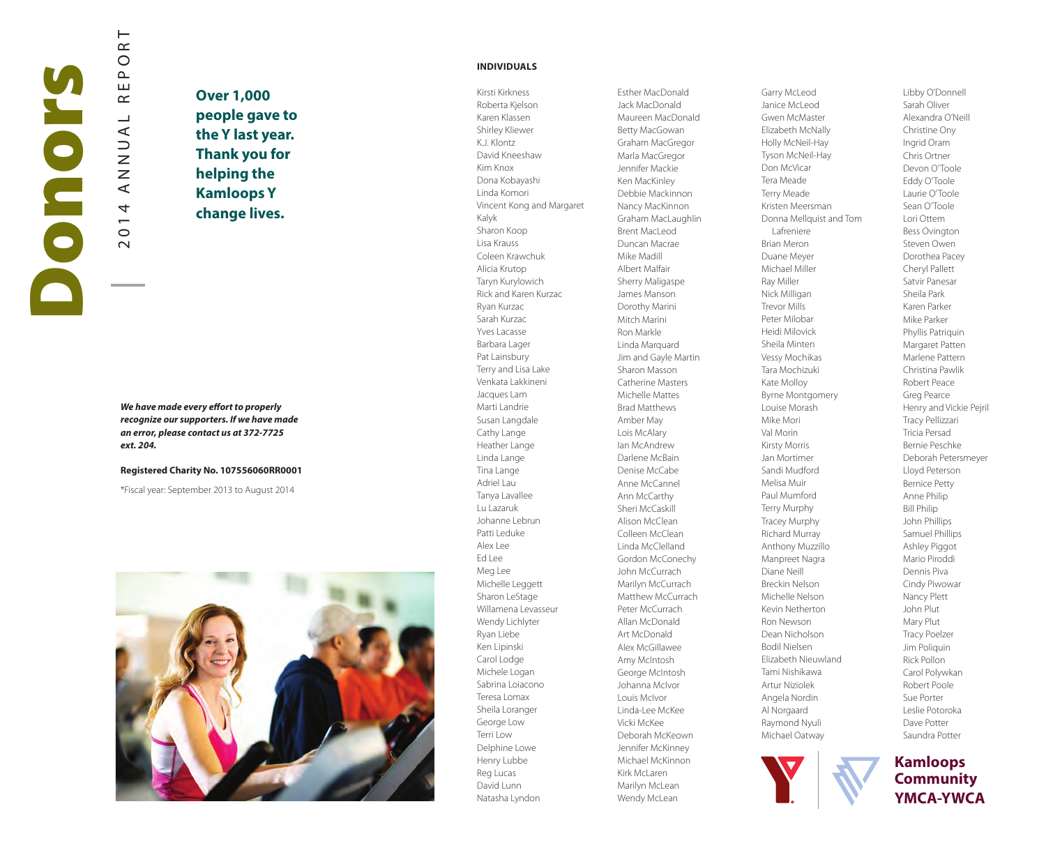# Donors

2014 ANNUAL REPORT

**Over 1,000 people gave to the Y last year. Thank you for helping the Kamloops Y change lives.**

***We have made every effort to properly recognize our supporters. If we have made an error, please contact us at 372-7725 ext. 204.***

**Registered Charity No. 107556060RR0001**

*Fiscal year: September 2013 to August 2014

### INDIVIDUALS

Kirsti Kirkness
Roberta Kjelson
Karen Klassen
Shirley Kliewer
K.J. Klontz
David Kneeshaw
Kim Knox
Dona Kobayashi
Linda Komori
Vincent Kong and Margaret Kalyk
Sharon Koop
Lisa Krauss
Coleen Krawchuk
Alicia Krutop
Taryn Kurylowich
Rick and Karen Kurzac
Ryan Kurzac
Sarah Kurzac
Yves Lacasse
Barbara Lager
Pat Lainsbury
Terry and Lisa Lake
Venkata Lakkineni
Jacques Lam
Marti Landrie
Susan Langdale
Cathy Lange
Heather Lange
Linda Lange
Tina Lange
Adriel Lau
Tanya Lavallee
Lu Lazaruk
Johanne Lebrun
Patti Leduke
Alex Lee
Ed Lee
Meg Lee
Michelle Leggett
Sharon LeStage
Willamena Levasseur
Wendy Lichlyter
Ryan Liebe
Ken Lipinski
Carol Lodge
Michele Logan
Sabrina Loiacono
Teresa Lomax
Sheila Loranger
George Low
Terri Low
Delphine Lowe
Henry Lubbe
Reg Lucas
David Lunn
Natasha Lyndon
Esther MacDonald
Jack MacDonald
Maureen MacDonald
Betty MacGowan
Graham MacGregor
Marla MacGregor
Jennifer Mackie
Ken MacKinley
Debbie Mackinnon
Nancy MacKinnon
Graham MacLaughlin
Brent MacLeod
Duncan Macrae
Mike Madill
Albert Malfair
Sherry Maligaspe
James Manson
Dorothy Marini
Mitch Marini
Ron Markle
Linda Marquard
Jim and Gayle Martin
Sharon Masson
Catherine Masters
Michelle Mattes
Brad Matthews
Amber May
Lois McAlary
Ian McAndrew
Darlene McBain
Denise McCabe
Anne McCannel
Ann McCarthy
Sheri McCaskill
Alison McClean
Colleen McClean
Linda McClelland
Gordon McConechy
John McCurrach
Marilyn McCurrach
Matthew McCurrach
Peter McCurrach
Allan McDonald
Art McDonald
Alex McGillawee
Amy McIntosh
George McIntosh
Johanna McIvor
Louis McIvor
Linda-Lee McKee
Vicki McKee
Deborah McKeown
Jennifer McKinney
Michael McKinnon
Kirk McLaren
Marilyn McLean
Wendy McLean
Garry McLeod
Janice McLeod
Gwen McMaster
Elizabeth McNally
Holly McNeil-Hay
Tyson McNeil-Hay
Don McVicar
Tera Meade
Terry Meade
Kristen Meersman
Donna Mellquist and Tom Lafreniere
Brian Meron
Duane Meyer
Michael Miller
Ray Miller
Nick Milligan
Trevor Mills
Peter Milobar
Heidi Milovick
Sheila Minten
Vessy Mochikas
Tara Mochizuki
Kate Molloy
Byrne Montgomery
Louise Morash
Mike Mori
Val Morin
Kirsty Morris
Jan Mortimer
Sandi Mudford
Melisa Muir
Paul Mumford
Terry Murphy
Tracey Murphy
Richard Murray
Anthony Muzzillo
Manpreet Nagra
Diane Neill
Breckin Nelson
Michelle Nelson
Kevin Netherton
Ron Newson
Dean Nicholson
Bodil Nielsen
Elizabeth Nieuwland
Tami Nishikawa
Artur Niziolek
Angela Nordin
Al Norgaard
Raymond Nyuli
Michael Oatway
Libby O'Donnell
Sarah Oliver
Alexandra O'Neill
Christine Ony
Ingrid Oram
Chris Ortner
Devon O'Toole
Eddy O'Toole
Laurie O'Toole
Sean O'Toole
Lori Ottem
Bess Ovington
Steven Owen
Dorothea Pacey
Cheryl Pallett
Satvir Panesar
Sheila Park
Karen Parker
Mike Parker
Phyllis Patriquin
Margaret Patten
Marlene Pattern
Christina Pawlik
Robert Peace
Greg Pearce
Henry and Vickie Pejril
Tracy Pellizzari
Tricia Persad
Bernie Peschke
Deborah Petersmeyer
Lloyd Peterson
Bernice Petty
Anne Philip
Bill Philip
John Phillips
Samuel Phillips
Ashley Piggot
Mario Piroddi
Dennis Piva
Cindy Piwowar
Nancy Plett
John Plut
Mary Plut
Tracy Poelzer
Jim Poliquin
Rick Pollon
Carol Polywkan
Robert Poole
Sue Porter
Leslie Potoroka
Dave Potter
Saundra Potter

**Kamloops Community YMCA-YWCA**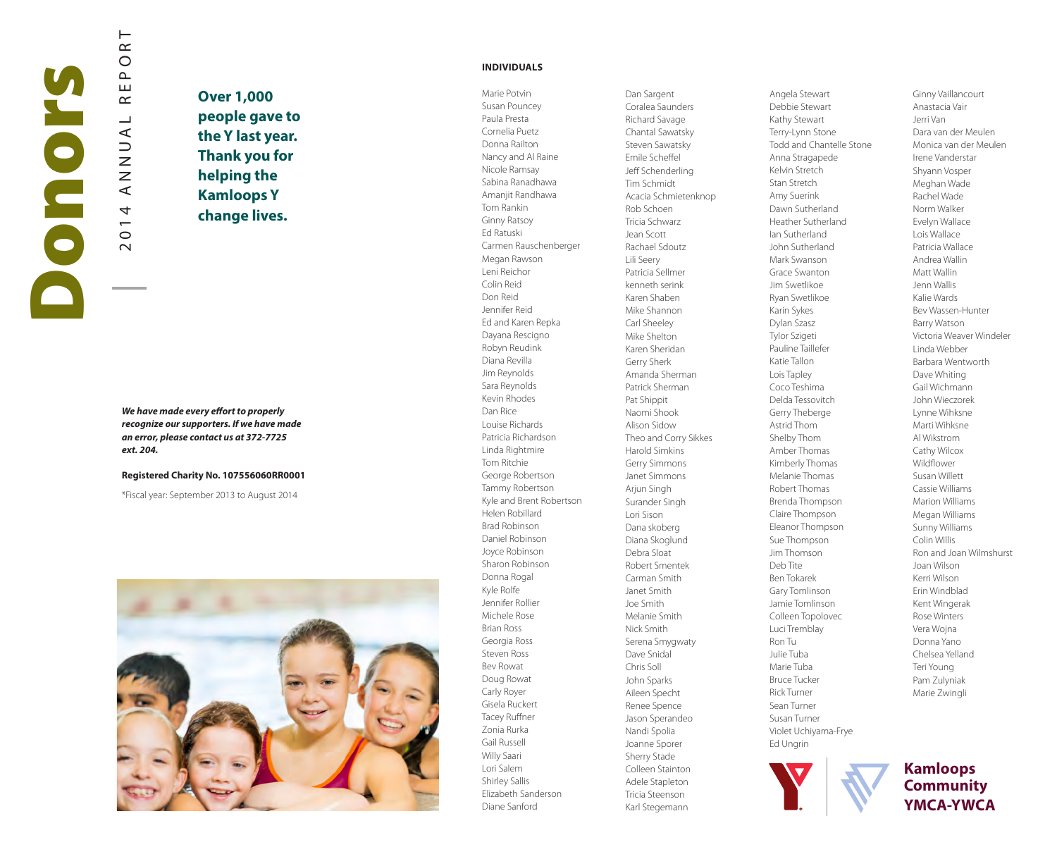# Donors

## 2014 ANNUAL REPORT

**Over 1,000 people gave to the Y last year. Thank you for helping the Kamloops Y change lives.**

***We have made every effort to properly recognize our supporters. If we have made an error, please contact us at 372-7725 ext. 204.***

**Registered Charity No. 107556060RR0001**

*Fiscal year: September 2013 to August 2014

### INDIVIDUALS

Marie Potvin
Susan Pouncey
Paula Presta
Cornelia Puetz
Donna Railton
Nancy and Al Raine
Nicole Ramsay
Sabina Ranadhawa
Amanjit Randhawa
Tom Rankin
Ginny Ratsoy
Ed Ratuski
Carmen Rauschenberger
Megan Rawson
Leni Reichor
Colin Reid
Don Reid
Jennifer Reid
Ed and Karen Repka
Dayana Rescigno
Robyn Reudink
Diana Revilla
Jim Reynolds
Sara Reynolds
Kevin Rhodes
Dan Rice
Louise Richards
Patricia Richardson
Linda Rightmire
Tom Ritchie
George Robertson
Tammy Robertson
Kyle and Brent Robertson
Helen Robillard
Brad Robinson
Daniel Robinson
Joyce Robinson
Sharon Robinson
Donna Rogal
Kyle Rolfe
Jennifer Rollier
Michele Rose
Brian Ross
Georgia Ross
Steven Ross
Bev Rowat
Doug Rowat
Carly Royer
Gisela Ruckert
Tacey Ruffner
Zonia Rurka
Gail Russell
Willy Saari
Lori Salem
Shirley Sallis
Elizabeth Sanderson
Diane Sanford
Dan Sargent
Coralea Saunders
Richard Savage
Chantal Sawatsky
Steven Sawatsky
Emile Scheffel
Jeff Schenderling
Tim Schmidt
Acacia Schmietenknop
Rob Schoen
Tricia Schwarz
Jean Scott
Rachael Sdoutz
Lili Seery
Patricia Sellmer
kenneth serink
Karen Shaben
Mike Shannon
Carl Sheeley
Mike Shelton
Karen Sheridan
Gerry Sherk
Amanda Sherman
Patrick Sherman
Pat Shippit
Naomi Shook
Alison Sidow
Theo and Corry Sikkes
Harold Simkins
Gerry Simmons
Janet Simmons
Arjun Singh
Surander Singh
Lori Sison
Dana skoberg
Diana Skoglund
Debra Sloat
Robert Smentek
Carman Smith
Janet Smith
Joe Smith
Melanie Smith
Nick Smith
Serena Smygwaty
Dave Snidal
Chris Soll
John Sparks
Aileen Specht
Renee Spence
Jason Sperandeo
Nandi Spolia
Joanne Sporer
Sherry Stade
Colleen Stainton
Adele Stapleton
Tricia Steenson
Karl Stegemann
Angela Stewart
Debbie Stewart
Kathy Stewart
Terry-Lynn Stone
Todd and Chantelle Stone
Anna Stragapede
Kelvin Stretch
Stan Stretch
Amy Suerink
Dawn Sutherland
Heather Sutherland
Ian Sutherland
John Sutherland
Mark Swanson
Grace Swanton
Jim Swetlikoe
Ryan Swetlikoe
Karin Sykes
Dylan Szasz
Tylor Szigeti
Pauline Taillefer
Katie Tallon
Lois Tapley
Coco Teshima
Delda Tessovitch
Gerry Theberge
Astrid Thom
Shelby Thom
Amber Thomas
Kimberly Thomas
Melanie Thomas
Robert Thomas
Brenda Thompson
Claire Thompson
Eleanor Thompson
Sue Thompson
Jim Thomson
Deb Tite
Ben Tokarek
Gary Tomlinson
Jamie Tomlinson
Colleen Topolovec
Luci Tremblay
Ron Tu
Julie Tuba
Marie Tuba
Bruce Tucker
Rick Turner
Sean Turner
Susan Turner
Violet Uchiyama-Frye
Ed Ungrin
Ginny Vaillancourt
Anastacia Vair
Jerri Van
Dara van der Meulen
Monica van der Meulen
Irene Vanderstar
Shyann Vosper
Meghan Wade
Rachel Wade
Norm Walker
Evelyn Wallace
Lois Wallace
Patricia Wallace
Andrea Wallin
Matt Wallin
Jenn Wallis
Kalie Wards
Bev Wassen-Hunter
Barry Watson
Victoria Weaver Windeler
Linda Webber
Barbara Wentworth
Dave Whiting
Gail Wichmann
John Wieczorek
Lynne Wihksne
Marti Wihksne
Al Wikstrom
Cathy Wilcox
Wildflower
Susan Willett
Cassie Williams
Marion Williams
Megan Williams
Sunny Williams
Colin Willis
Ron and Joan Wilmshurst
Joan Wilson
Kerri Wilson
Erin Windblad
Kent Wingerak
Rose Winters
Vera Wojna
Donna Yano
Chelsea Yelland
Teri Young
Pam Zulyniak
Marie Zwingli

**Kamloops Community YMCA-YWCA**